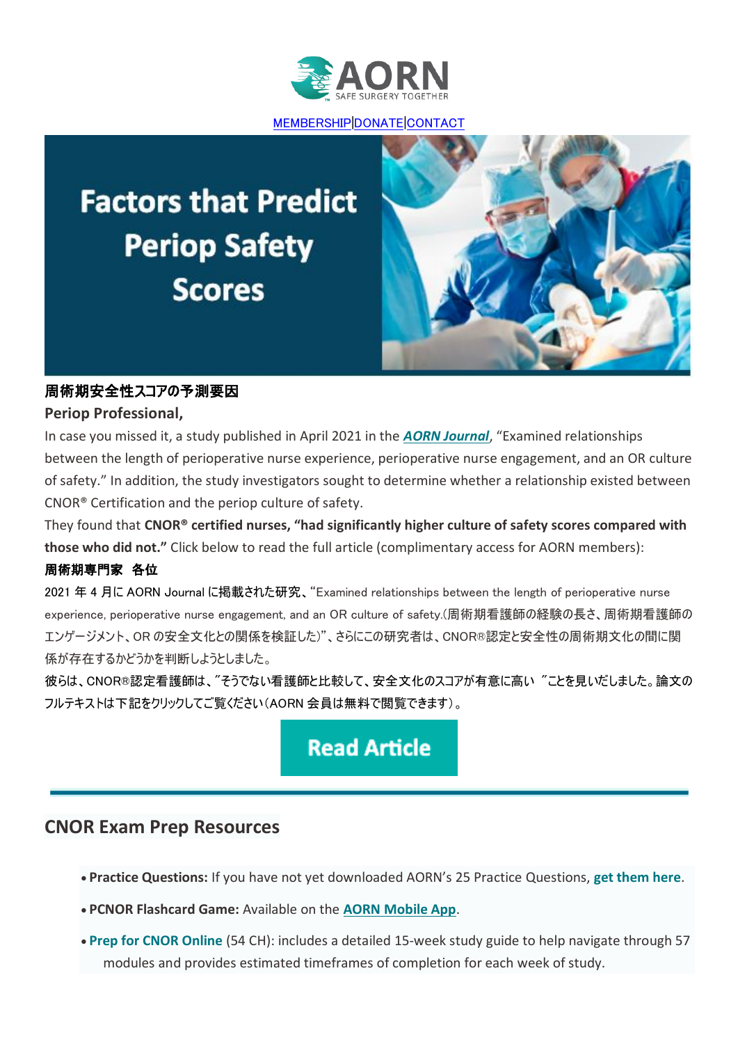AORN
SAFE SURGERY TOGETHER

MEMBERSHIP|DONATE|CONTACT

# Factors that Predict Periop Safety Scores

**周術期安全性スコアの予測要因**

**Periop Professional,**

In case you missed it, a study published in April 2021 in the ***AORN Journal***, “Examined relationships between the length of perioperative nurse experience, perioperative nurse engagement, and an OR culture of safety.” In addition, the study investigators sought to determine whether a relationship existed between CNOR® Certification and the periop culture of safety.

They found that **CNOR® certified nurses, “had significantly higher culture of safety scores compared with those who did not.”** Click below to read the full article (complimentary access for AORN members):

**周術期専門家　各位**

2021 年 4 月に AORN Journal に掲載された研究、“Examined relationships between the length of perioperative nurse experience, perioperative nurse engagement, and an OR culture of safety.(周術期看護師の経験の長さ、周術期看護師のエンゲージメント、OR の安全文化との関係を検証した)”、さらにこの研究者は、CNOR®認定と安全性の周術期文化の間に関係が存在するかどうかを判断しようとしました。

彼らは、CNOR®認定看護師は、”そうでない看護師と比較して、安全文化のスコアが有意に高い ”ことを見いだしました。論文のフルテキストは下記をクリックしてご覧ください（AORN 会員は無料で閲覧できます）。

**Read Article**

---

## CNOR Exam Prep Resources

- **Practice Questions:** If you have not yet downloaded AORN’s 25 Practice Questions, **get them here**.
- **PCNOR Flashcard Game:** Available on the **AORN Mobile App**.
- **Prep for CNOR Online** (54 CH): includes a detailed 15-week study guide to help navigate through 57 modules and provides estimated timeframes of completion for each week of study.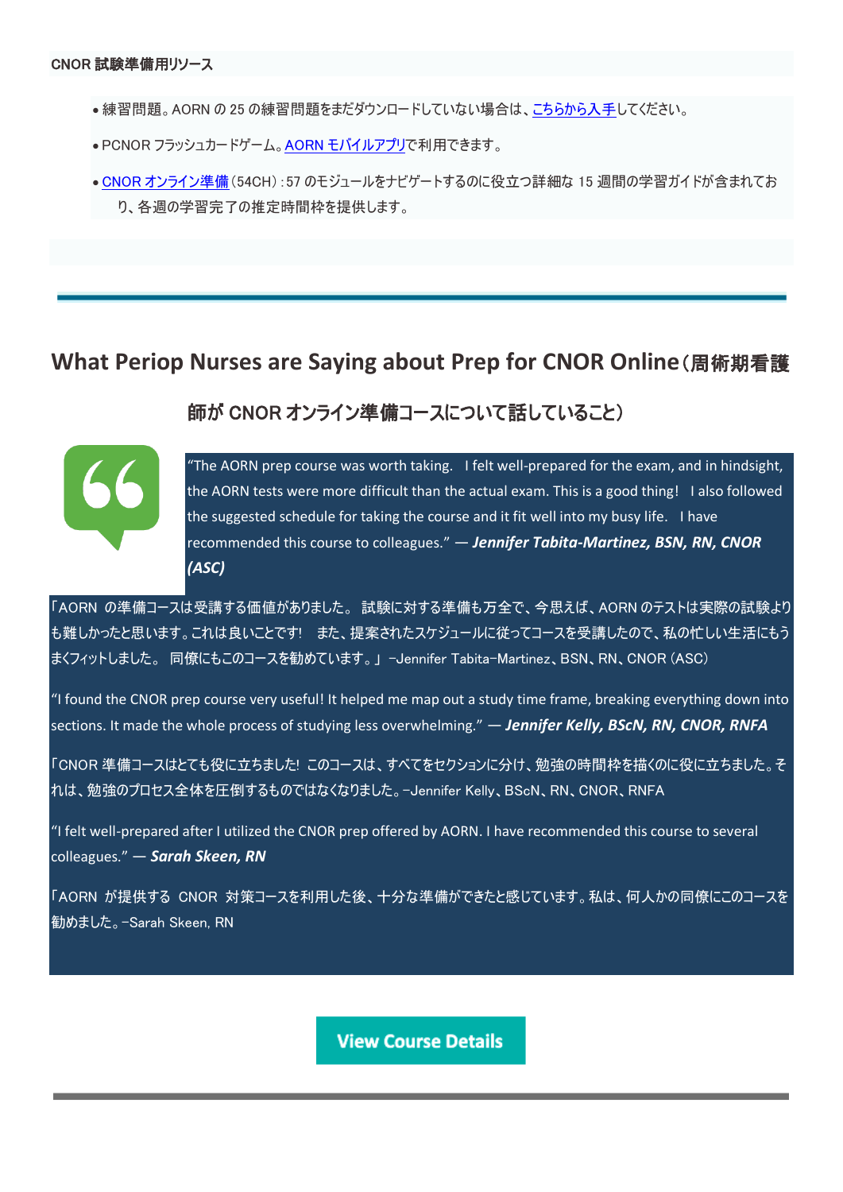CNOR 試験準備用リソース

- 練習問題。AORN の 25 の練習問題をまだダウンロードしていない場合は、こちらから入手してください。
- PCNOR フラッシュカードゲーム。AORN モバイルアプリで利用できます。
- CNOR オンライン準備（54CH）：57 のモジュールをナビゲートするのに役立つ詳細な 15 週間の学習ガイドが含まれており、各週の学習完了の推定時間枠を提供します。

---

## What Periop Nurses are Saying about Prep for CNOR Online（周術期看護師が CNOR オンライン準備コースについて話していること）

"The AORN prep course was worth taking. I felt well-prepared for the exam, and in hindsight, the AORN tests were more difficult than the actual exam. This is a good thing! I also followed the suggested schedule for taking the course and it fit well into my busy life. I have recommended this course to colleagues." — ***Jennifer Tabita-Martinez, BSN, RN, CNOR (ASC)***

「AORN の準備コースは受講する価値がありました。 試験に対する準備も万全で、今思えば、AORN のテストは実際の試験よりも難しかったと思います。これは良いことです！ また、提案されたスケジュールに従ってコースを受講したので、私の忙しい生活にもうまくフィットしました。 同僚にもこのコースを勧めています。」 –Jennifer Tabita-Martinez、BSN、RN、CNOR（ASC）

"I found the CNOR prep course very useful! It helped me map out a study time frame, breaking everything down into sections. It made the whole process of studying less overwhelming." — ***Jennifer Kelly, BScN, RN, CNOR, RNFA***

「CNOR 準備コースはとても役に立ちました！ このコースは、すべてをセクションに分け、勉強の時間枠を描くのに役に立ちました。それは、勉強のプロセス全体を圧倒するものではなくなりました。–Jennifer Kelly、BScN、RN、CNOR、RNFA

"I felt well-prepared after I utilized the CNOR prep offered by AORN. I have recommended this course to several colleagues." — ***Sarah Skeen, RN***

「AORN が提供する CNOR 対策コースを利用した後、十分な準備ができたと感じています。私は、何人かの同僚にこのコースを勧めました。–Sarah Skeen, RN

**View Course Details**

---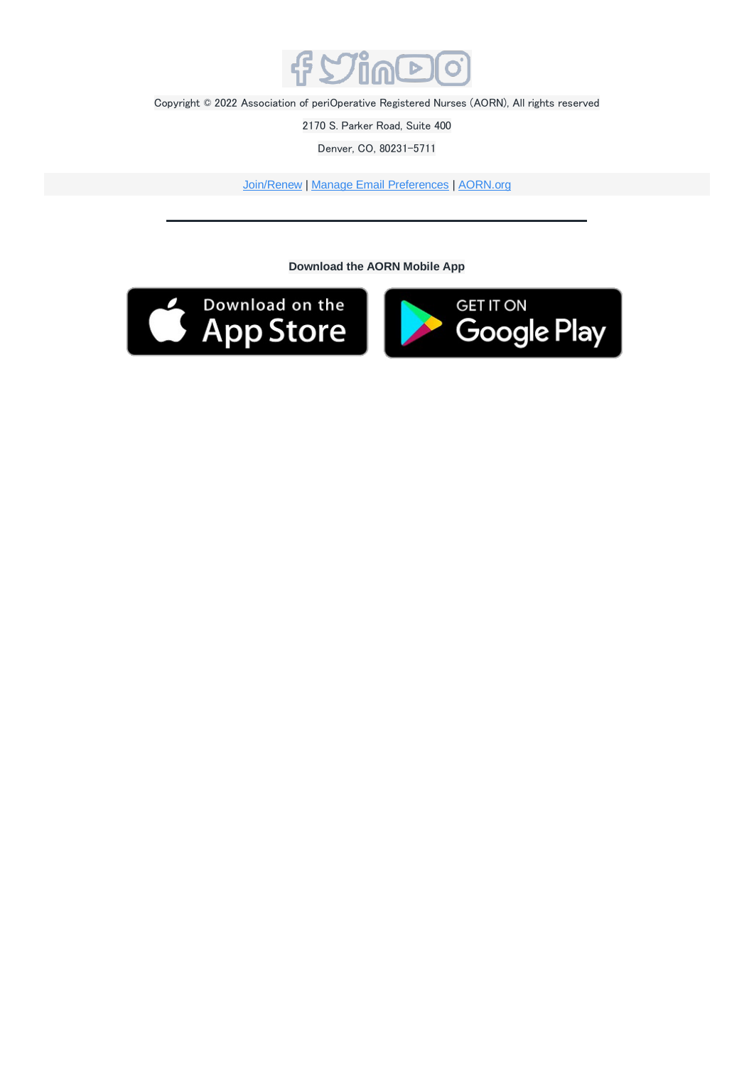Copyright © 2022 Association of periOperative Registered Nurses (AORN), All rights reserved

2170 S. Parker Road, Suite 400

Denver, CO, 80231-5711

Join/Renew | Manage Email Preferences | AORN.org

---

**Download the AORN Mobile App**

Download on the App Store

GET IT ON Google Play